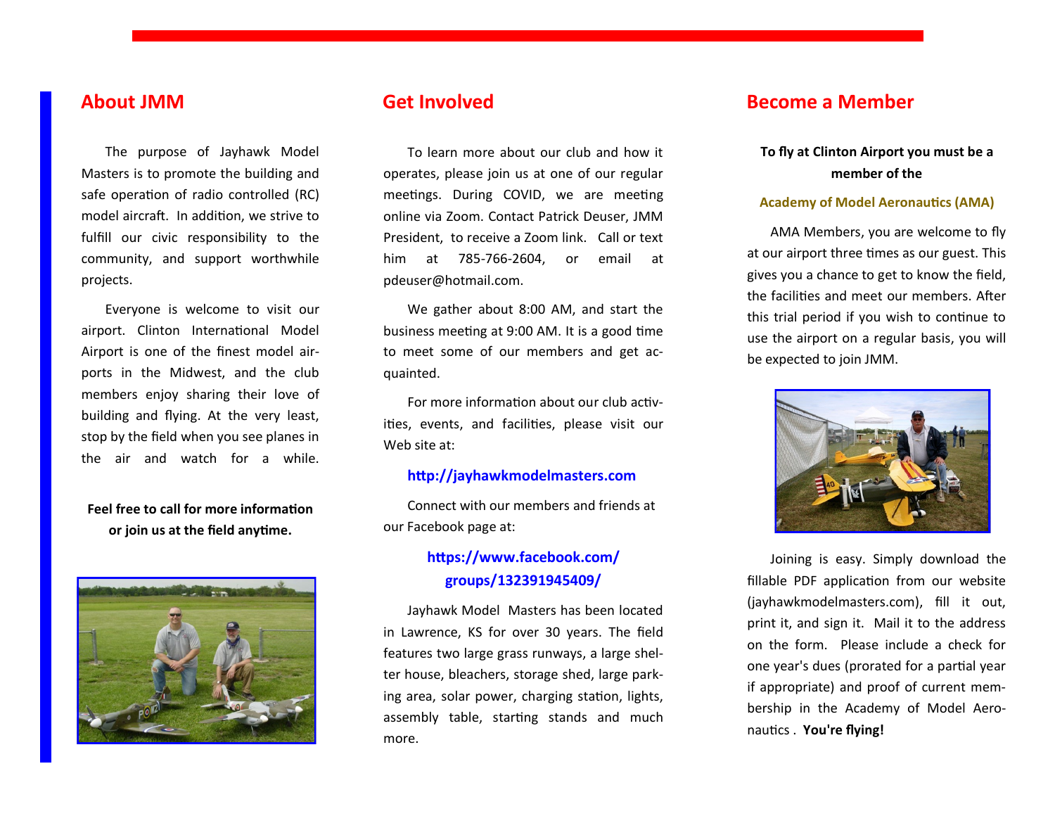## About JMM

The purpose of Jayhawk Model Masters is to promote the building and safe operation of radio controlled (RC) model aircraft. In addition, we strive to fulfill our civic responsibility to the community, and support worthwhile projects.

Everyone is welcome to visit our airport. Clinton International Model Airport is one of the finest model airports in the Midwest, and the club members enjoy sharing their love of building and flying. At the very least, stop by the field when you see planes in the air and watch for a while.

**Feel free to call for more information or join us at the field anytime.**

## Get Involved

To learn more about our club and how it operates, please join us at one of our regular meetings. During COVID, we are meeting online via Zoom. Contact Patrick Deuser, JMM President, to receive a Zoom link. Call or text him at 785-766-2604, or email at pdeuser@hotmail.com.

We gather about 8:00 AM, and start the business meeting at 9:00 AM. It is a good time to meet some of our members and get acquainted.

For more information about our club activities, events, and facilities, please visit our Web site at:

**http://jayhawkmodelmasters.com**

Connect with our members and friends at our Facebook page at:

**https://www.facebook.com/groups/132391945409/**

Jayhawk Model Masters has been located in Lawrence, KS for over 30 years. The field features two large grass runways, a large shelter house, bleachers, storage shed, large parking area, solar power, charging station, lights, assembly table, starting stands and much more.

## Become a Member

**To fly at Clinton Airport you must be a member of the**

**Academy of Model Aeronautics (AMA)**

AMA Members, you are welcome to fly at our airport three times as our guest. This gives you a chance to get to know the field, the facilities and meet our members. After this trial period if you wish to continue to use the airport on a regular basis, you will be expected to join JMM.

Joining is easy. Simply download the fillable PDF application from our website (jayhawkmodelmasters.com), fill it out, print it, and sign it. Mail it to the address on the form. Please include a check for one year's dues (prorated for a partial year if appropriate) and proof of current membership in the Academy of Model Aeronautics . **You're flying!**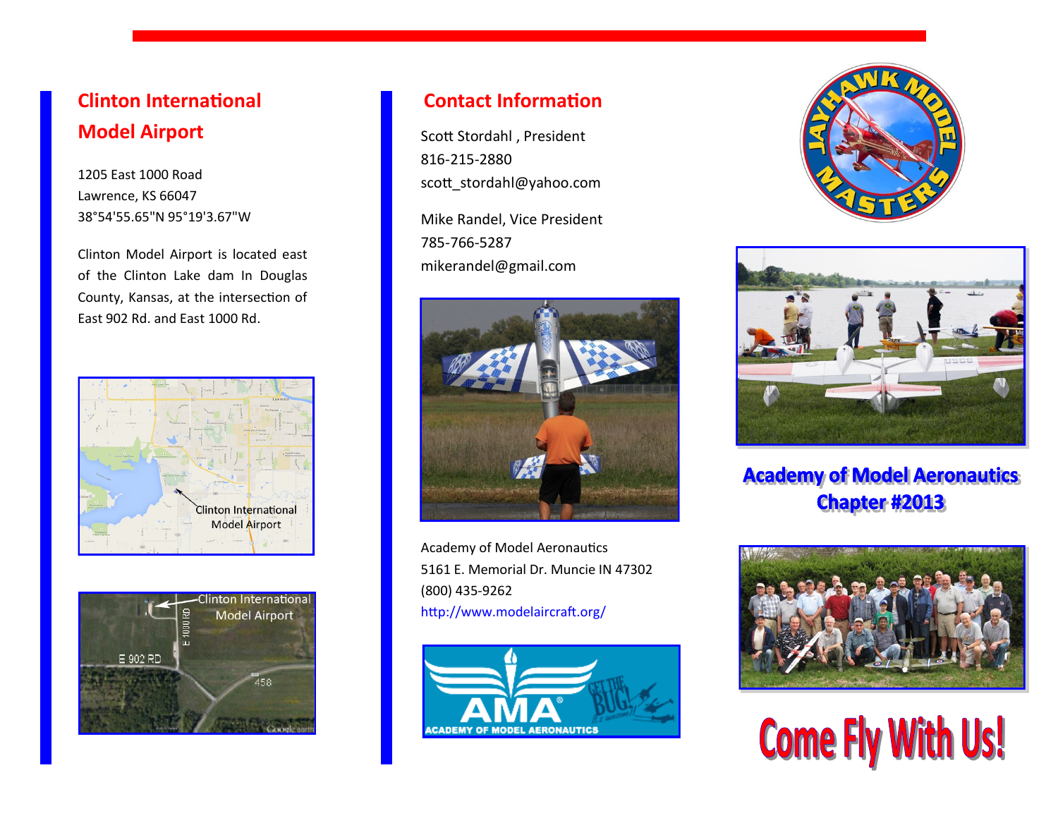## Clinton International Model Airport

1205 East 1000 Road
Lawrence, KS 66047
38°54'55.65"N 95°19'3.67"W

Clinton Model Airport is located east of the Clinton Lake dam In Douglas County, Kansas, at the intersection of East 902 Rd. and East 1000 Rd.

Clinton International Model Airport

Clinton International Model Airport

E 902 RD

E 1000 RD

## Contact Information

Scott Stordahl , President
816-215-2880
scott_stordahl@yahoo.com

Mike Randel, Vice President
785-766-5287
mikerandel@gmail.com

Academy of Model Aeronautics
5161 E. Memorial Dr. Muncie IN 47302
(800) 435-9262
http://www.modelaircraft.org/

AMA
ACADEMY OF MODEL AERONAUTICS

JAYHAWK MODEL MASTERS

## Academy of Model Aeronautics Chapter #2013

# Come Fly With Us!